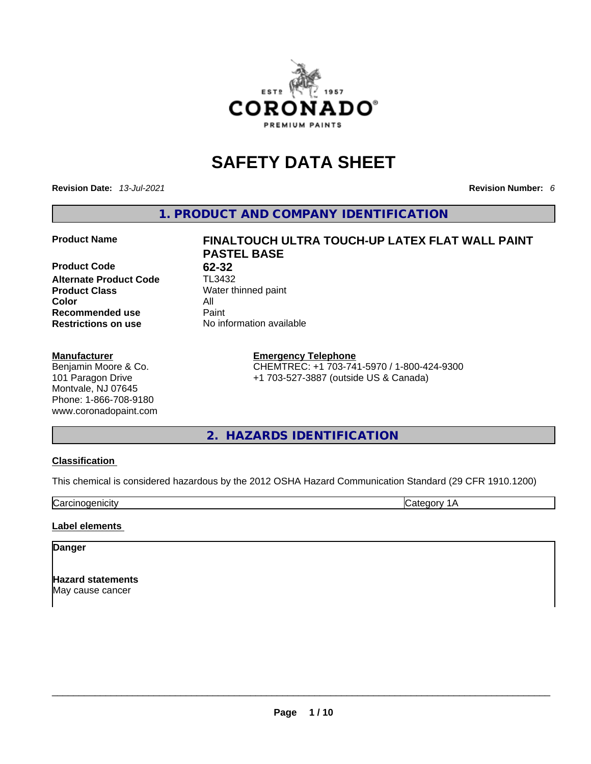# SAFETY DATA SHEET

**Revision Date:** *13-Jul-2021* **Revision Number:** *6*

## 1. PRODUCT AND COMPANY IDENTIFICATION

| | |
|---|---|
| **Product Name** | **FINALTOUCH ULTRA TOUCH-UP LATEX FLAT WALL PAINT PASTEL BASE** |
| **Product Code** | **62-32** |
| **Alternate Product Code** | TL3432 |
| **Product Class** | Water thinned paint |
| **Color** | All |
| **Recommended use** | Paint |
| **Restrictions on use** | No information available |

**Manufacturer**
Benjamin Moore & Co.
101 Paragon Drive
Montvale, NJ 07645
Phone: 1-866-708-9180
www.coronadopaint.com

**Emergency Telephone**
CHEMTREC: +1 703-741-5970 / 1-800-424-9300
+1 703-527-3887 (outside US & Canada)

## 2. HAZARDS IDENTIFICATION

**Classification**

This chemical is considered hazardous by the 2012 OSHA Hazard Communication Standard (29 CFR 1910.1200)

| | |
|---|---|
| Carcinogenicity | Category 1A |

**Label elements**

**Danger**

**Hazard statements**
May cause cancer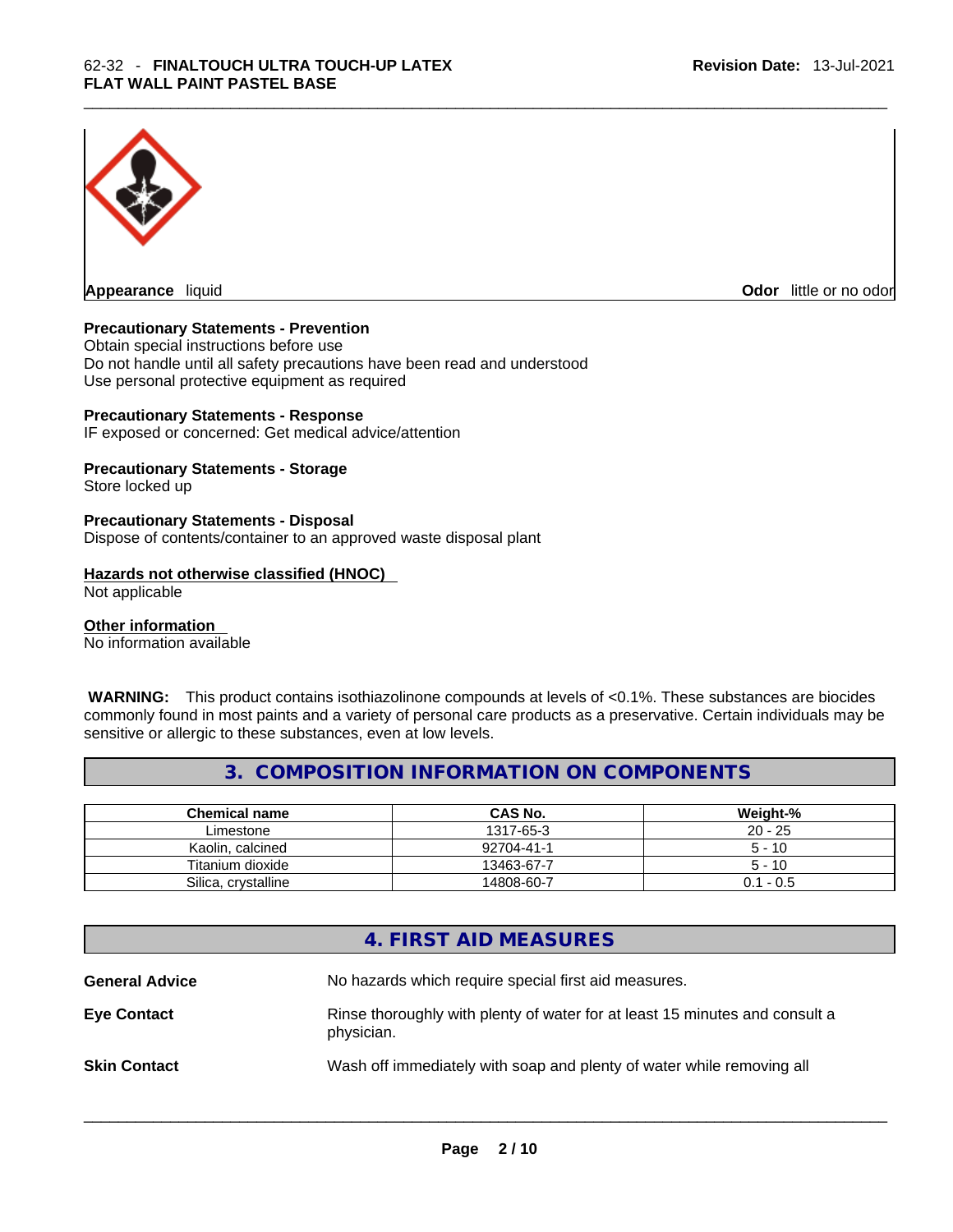**Appearance** liquid **Odor** little or no odor

**Precautionary Statements - Prevention**
Obtain special instructions before use
Do not handle until all safety precautions have been read and understood
Use personal protective equipment as required

**Precautionary Statements - Response**
IF exposed or concerned: Get medical advice/attention

**Precautionary Statements - Storage**
Store locked up

**Precautionary Statements - Disposal**
Dispose of contents/container to an approved waste disposal plant

**Hazards not otherwise classified (HNOC)**
Not applicable

**Other information**
No information available

**WARNING:** This product contains isothiazolinone compounds at levels of <0.1%. These substances are biocides commonly found in most paints and a variety of personal care products as a preservative. Certain individuals may be sensitive or allergic to these substances, even at low levels.

## 3. COMPOSITION INFORMATION ON COMPONENTS

| Chemical name | CAS No. | Weight-% |
|---|---|---|
| Limestone | 1317-65-3 | 20 - 25 |
| Kaolin, calcined | 92704-41-1 | 5 - 10 |
| Titanium dioxide | 13463-67-7 | 5 - 10 |
| Silica, crystalline | 14808-60-7 | 0.1 - 0.5 |

## 4. FIRST AID MEASURES

**General Advice** No hazards which require special first aid measures.

**Eye Contact** Rinse thoroughly with plenty of water for at least 15 minutes and consult a physician.

**Skin Contact** Wash off immediately with soap and plenty of water while removing all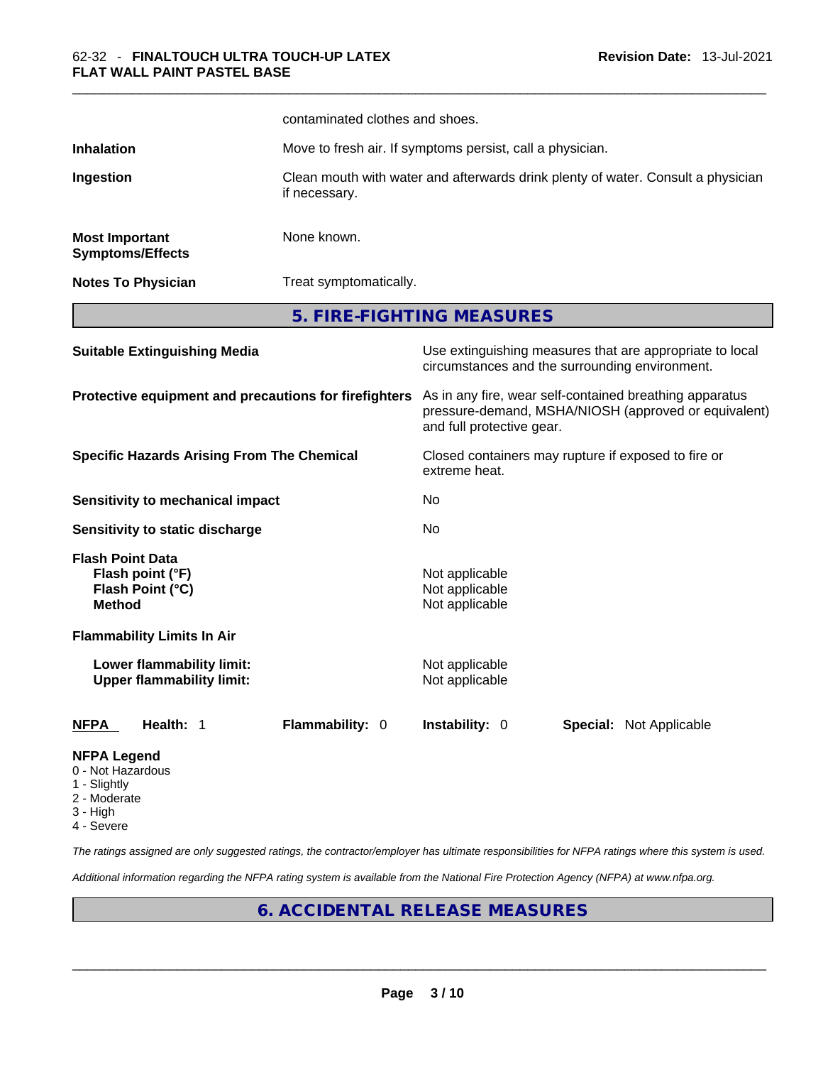contaminated clothes and shoes.

| | |
|---|---|
| **Inhalation** | Move to fresh air. If symptoms persist, call a physician. |
| **Ingestion** | Clean mouth with water and afterwards drink plenty of water. Consult a physician if necessary. |
| **Most Important Symptoms/Effects** | None known. |
| **Notes To Physician** | Treat symptomatically. |

## 5. FIRE-FIGHTING MEASURES

| | |
|---|---|
| **Suitable Extinguishing Media** | Use extinguishing measures that are appropriate to local circumstances and the surrounding environment. |
| **Protective equipment and precautions for firefighters** | As in any fire, wear self-contained breathing apparatus pressure-demand, MSHA/NIOSH (approved or equivalent) and full protective gear. |
| **Specific Hazards Arising From The Chemical** | Closed containers may rupture if exposed to fire or extreme heat. |
| **Sensitivity to mechanical impact** | No |
| **Sensitivity to static discharge** | No |

**Flash Point Data**

| | |
|---|---|
| **Flash point (°F)** | Not applicable |
| **Flash Point (°C)** | Not applicable |
| **Method** | Not applicable |

**Flammability Limits In Air**

| | |
|---|---|
| **Lower flammability limit:** | Not applicable |
| **Upper flammability limit:** | Not applicable |

| **NFPA** | **Health:** 1 | **Flammability:** 0 | **Instability:** 0 | **Special:** Not Applicable |
|---|---|---|---|---|

**NFPA Legend**
- 0 - Not Hazardous
- 1 - Slightly
- 2 - Moderate
- 3 - High
- 4 - Severe

*The ratings assigned are only suggested ratings, the contractor/employer has ultimate responsibilities for NFPA ratings where this system is used.*

*Additional information regarding the NFPA rating system is available from the National Fire Protection Agency (NFPA) at www.nfpa.org.*

## 6. ACCIDENTAL RELEASE MEASURES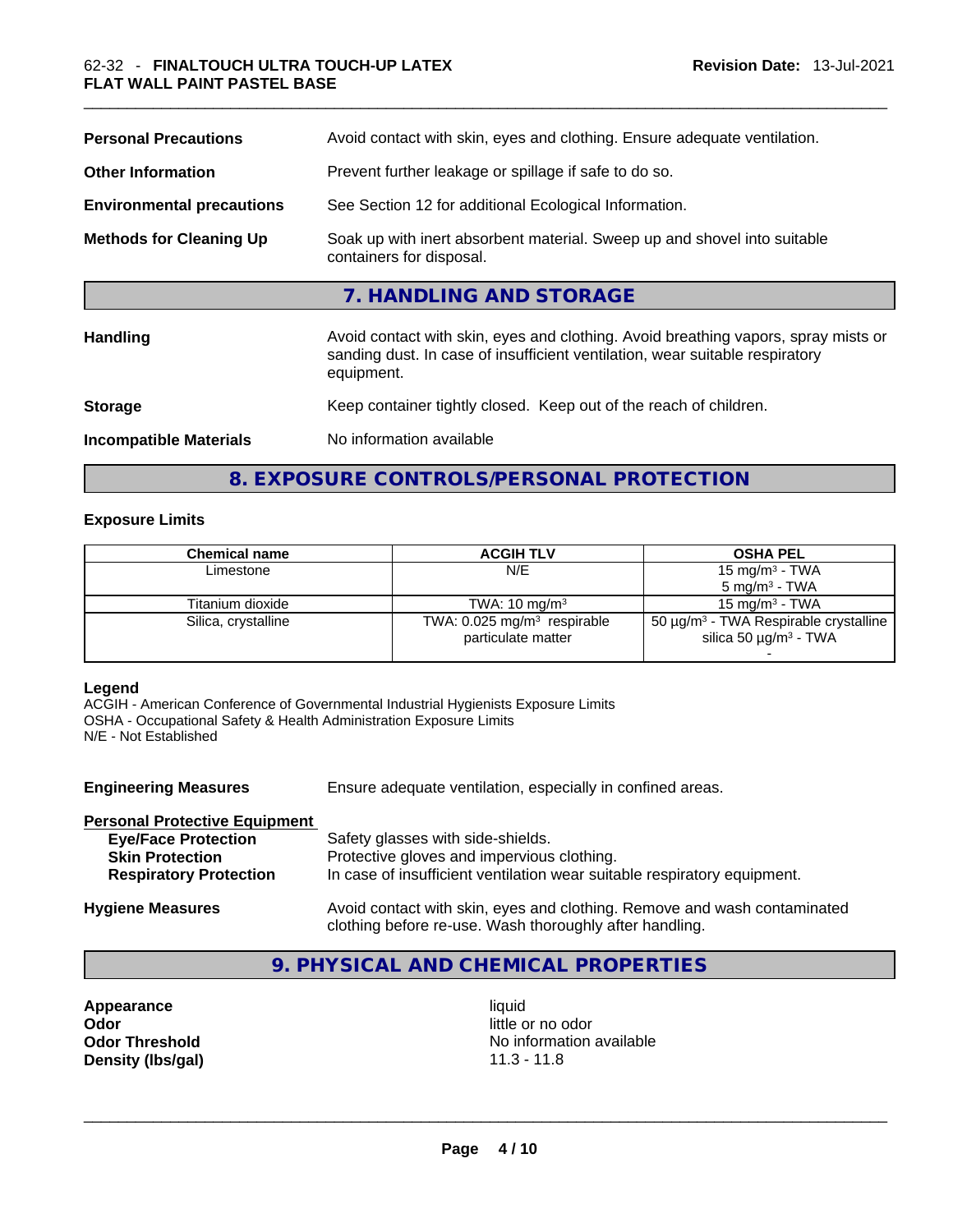| | |
|---|---|
| **Personal Precautions** | Avoid contact with skin, eyes and clothing. Ensure adequate ventilation. |
| **Other Information** | Prevent further leakage or spillage if safe to do so. |
| **Environmental precautions** | See Section 12 for additional Ecological Information. |
| **Methods for Cleaning Up** | Soak up with inert absorbent material. Sweep up and shovel into suitable containers for disposal. |

## 7. HANDLING AND STORAGE

| | |
|---|---|
| **Handling** | Avoid contact with skin, eyes and clothing. Avoid breathing vapors, spray mists or sanding dust. In case of insufficient ventilation, wear suitable respiratory equipment. |
| **Storage** | Keep container tightly closed. Keep out of the reach of children. |
| **Incompatible Materials** | No information available |

## 8. EXPOSURE CONTROLS/PERSONAL PROTECTION

### Exposure Limits

| Chemical name | ACGIH TLV | OSHA PEL |
|---|---|---|
| Limestone | N/E | 15 mg/m³ - TWA<br>5 mg/m³ - TWA |
| Titanium dioxide | TWA: 10 mg/m³ | 15 mg/m³ - TWA |
| Silica, crystalline | TWA: 0.025 mg/m³ respirable particulate matter | 50 µg/m³ - TWA Respirable crystalline silica 50 µg/m³ - TWA<br>- |

**Legend**
ACGIH - American Conference of Governmental Industrial Hygienists Exposure Limits
OSHA - Occupational Safety & Health Administration Exposure Limits
N/E - Not Established

**Engineering Measures** Ensure adequate ventilation, especially in confined areas.

**Personal Protective Equipment**

| | |
|---|---|
| **Eye/Face Protection** | Safety glasses with side-shields. |
| **Skin Protection** | Protective gloves and impervious clothing. |
| **Respiratory Protection** | In case of insufficient ventilation wear suitable respiratory equipment. |

**Hygiene Measures** Avoid contact with skin, eyes and clothing. Remove and wash contaminated clothing before re-use. Wash thoroughly after handling.

## 9. PHYSICAL AND CHEMICAL PROPERTIES

| | |
|---|---|
| **Appearance** | liquid |
| **Odor** | little or no odor |
| **Odor Threshold** | No information available |
| **Density (lbs/gal)** | 11.3 - 11.8 |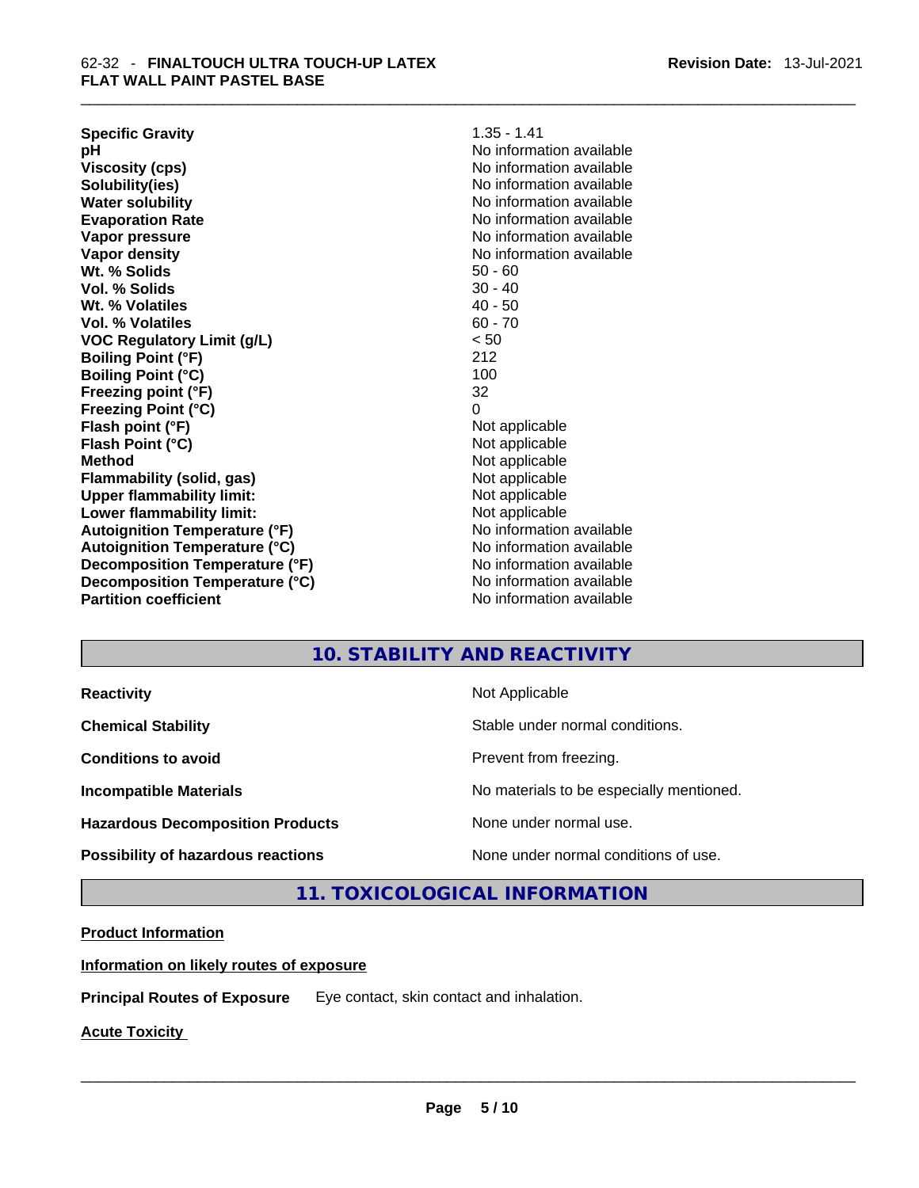| | |
|---|---|
| **Specific Gravity** | 1.35 - 1.41 |
| **pH** | No information available |
| **Viscosity (cps)** | No information available |
| **Solubility(ies)** | No information available |
| **Water solubility** | No information available |
| **Evaporation Rate** | No information available |
| **Vapor pressure** | No information available |
| **Vapor density** | No information available |
| **Wt. % Solids** | 50 - 60 |
| **Vol. % Solids** | 30 - 40 |
| **Wt. % Volatiles** | 40 - 50 |
| **Vol. % Volatiles** | 60 - 70 |
| **VOC Regulatory Limit (g/L)** | < 50 |
| **Boiling Point (°F)** | 212 |
| **Boiling Point (°C)** | 100 |
| **Freezing point (°F)** | 32 |
| **Freezing Point (°C)** | 0 |
| **Flash point (°F)** | Not applicable |
| **Flash Point (°C)** | Not applicable |
| **Method** | Not applicable |
| **Flammability (solid, gas)** | Not applicable |
| **Upper flammability limit:** | Not applicable |
| **Lower flammability limit:** | Not applicable |
| **Autoignition Temperature (°F)** | No information available |
| **Autoignition Temperature (°C)** | No information available |
| **Decomposition Temperature (°F)** | No information available |
| **Decomposition Temperature (°C)** | No information available |
| **Partition coefficient** | No information available |

## 10. STABILITY AND REACTIVITY

| | |
|---|---|
| **Reactivity** | Not Applicable |
| **Chemical Stability** | Stable under normal conditions. |
| **Conditions to avoid** | Prevent from freezing. |
| **Incompatible Materials** | No materials to be especially mentioned. |
| **Hazardous Decomposition Products** | None under normal use. |
| **Possibility of hazardous reactions** | None under normal conditions of use. |

## 11. TOXICOLOGICAL INFORMATION

**Product Information**

**Information on likely routes of exposure**

**Principal Routes of Exposure** Eye contact, skin contact and inhalation.

**Acute Toxicity**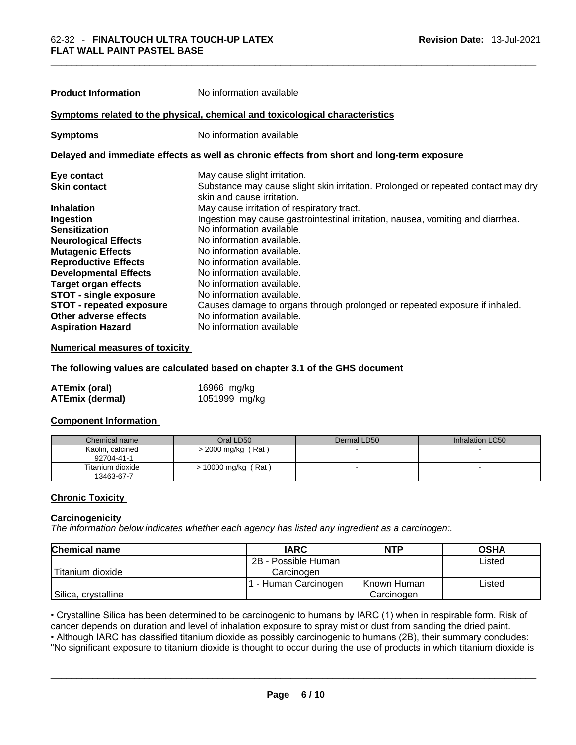**Product Information** No information available

**Symptoms related to the physical, chemical and toxicological characteristics**

**Symptoms** No information available

**Delayed and immediate effects as well as chronic effects from short and long-term exposure**

| | |
|---|---|
| **Eye contact** | May cause slight irritation. |
| **Skin contact** | Substance may cause slight skin irritation. Prolonged or repeated contact may dry skin and cause irritation. |
| **Inhalation** | May cause irritation of respiratory tract. |
| **Ingestion** | Ingestion may cause gastrointestinal irritation, nausea, vomiting and diarrhea. |
| **Sensitization** | No information available |
| **Neurological Effects** | No information available. |
| **Mutagenic Effects** | No information available. |
| **Reproductive Effects** | No information available. |
| **Developmental Effects** | No information available. |
| **Target organ effects** | No information available. |
| **STOT - single exposure** | No information available. |
| **STOT - repeated exposure** | Causes damage to organs through prolonged or repeated exposure if inhaled. |
| **Other adverse effects** | No information available. |
| **Aspiration Hazard** | No information available |

**Numerical measures of toxicity**

**The following values are calculated based on chapter 3.1 of the GHS document**

| | |
|---|---|
| **ATEmix (oral)** | 16966 mg/kg |
| **ATEmix (dermal)** | 1051999 mg/kg |

**Component Information**

| Chemical name | Oral LD50 | Dermal LD50 | Inhalation LC50 |
|---|---|---|---|
| Kaolin, calcined 92704-41-1 | > 2000 mg/kg ( Rat ) | - | - |
| Titanium dioxide 13463-67-7 | > 10000 mg/kg ( Rat ) | - | - |

**Chronic Toxicity**

**Carcinogenicity**

*The information below indicates whether each agency has listed any ingredient as a carcinogen:.*

| Chemical name | IARC | NTP | OSHA |
|---|---|---|---|
| Titanium dioxide | 2B - Possible Human Carcinogen | | Listed |
| Silica, crystalline | 1 - Human Carcinogen | Known Human Carcinogen | Listed |

• Crystalline Silica has been determined to be carcinogenic to humans by IARC (1) when in respirable form. Risk of cancer depends on duration and level of inhalation exposure to spray mist or dust from sanding the dried paint.
• Although IARC has classified titanium dioxide as possibly carcinogenic to humans (2B), their summary concludes: "No significant exposure to titanium dioxide is thought to occur during the use of products in which titanium dioxide is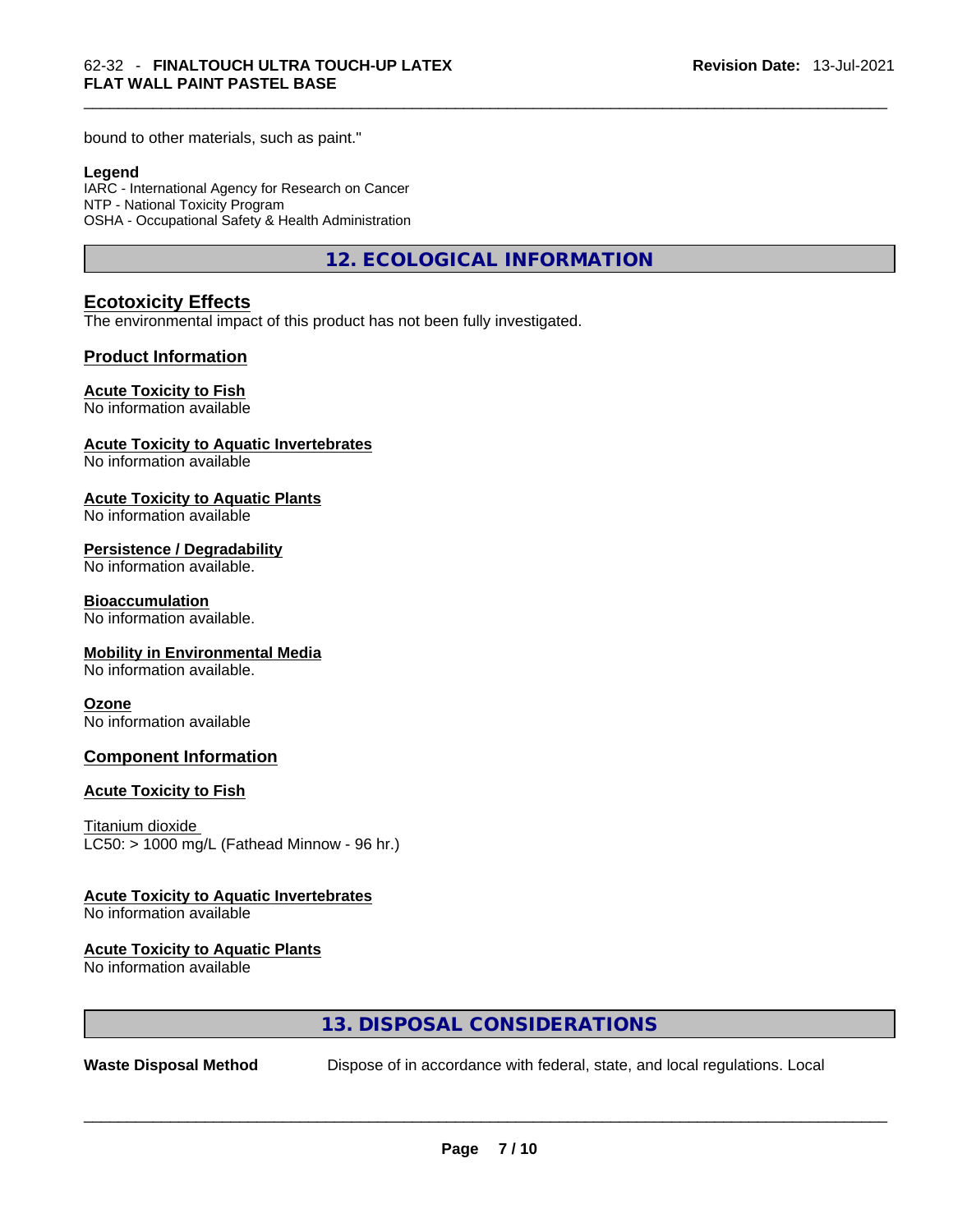bound to other materials, such as paint."

**Legend**
IARC - International Agency for Research on Cancer
NTP - National Toxicity Program
OSHA - Occupational Safety & Health Administration

## 12. ECOLOGICAL INFORMATION

### Ecotoxicity Effects
The environmental impact of this product has not been fully investigated.

### Product Information

**Acute Toxicity to Fish**
No information available

**Acute Toxicity to Aquatic Invertebrates**
No information available

**Acute Toxicity to Aquatic Plants**
No information available

**Persistence / Degradability**
No information available.

**Bioaccumulation**
No information available.

**Mobility in Environmental Media**
No information available.

**Ozone**
No information available

### Component Information

**Acute Toxicity to Fish**

Titanium dioxide
LC50: > 1000 mg/L (Fathead Minnow - 96 hr.)

**Acute Toxicity to Aquatic Invertebrates**
No information available

**Acute Toxicity to Aquatic Plants**
No information available

## 13. DISPOSAL CONSIDERATIONS

**Waste Disposal Method** Dispose of in accordance with federal, state, and local regulations. Local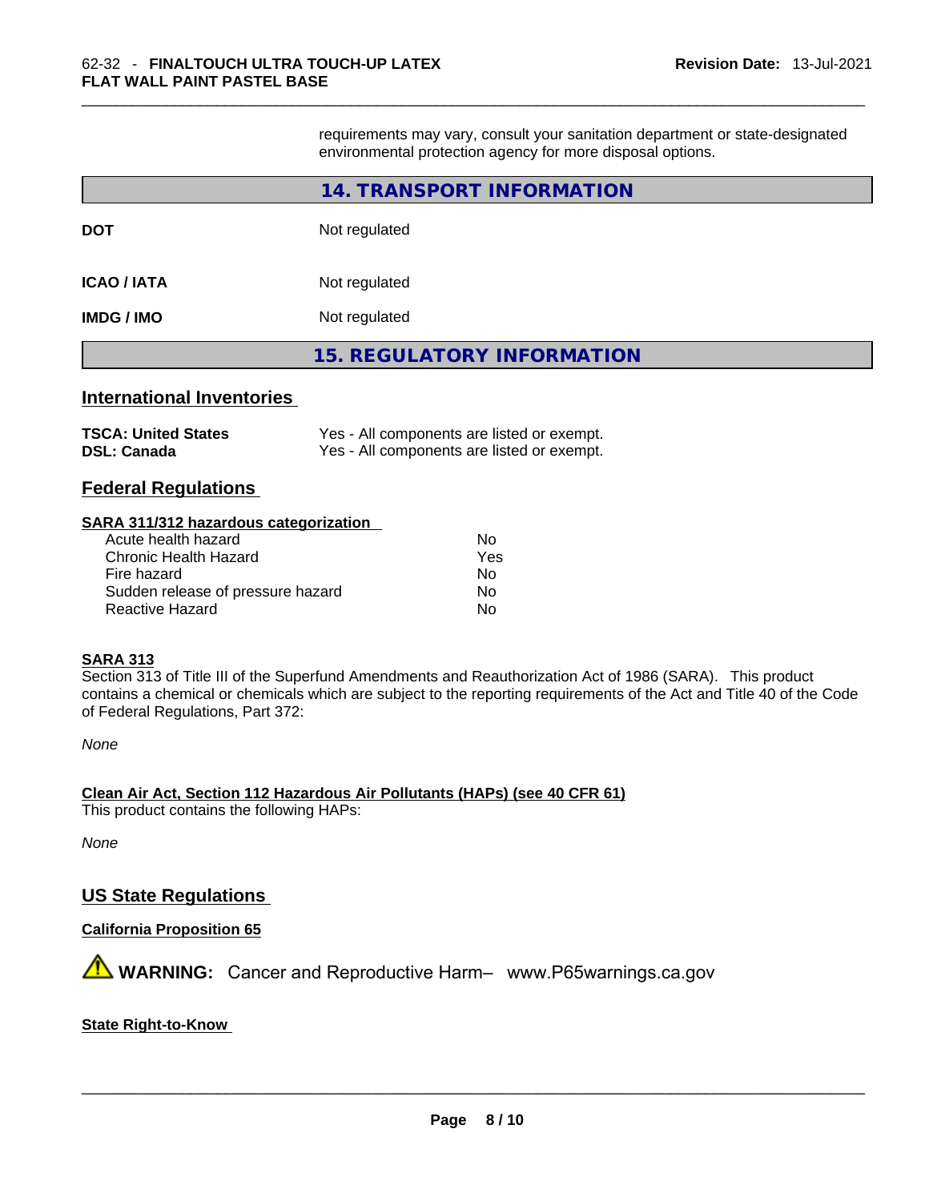requirements may vary, consult your sanitation department or state-designated environmental protection agency for more disposal options.

## 14. TRANSPORT INFORMATION

| | |
|---|---|
| **DOT** | Not regulated |
| **ICAO / IATA** | Not regulated |
| **IMDG / IMO** | Not regulated |

## 15. REGULATORY INFORMATION

### International Inventories

| | |
|---|---|
| **TSCA: United States** | Yes - All components are listed or exempt. |
| **DSL: Canada** | Yes - All components are listed or exempt. |

### Federal Regulations

**SARA 311/312 hazardous categorization**

| | |
|---|---|
| Acute health hazard | No |
| Chronic Health Hazard | Yes |
| Fire hazard | No |
| Sudden release of pressure hazard | No |
| Reactive Hazard | No |

**SARA 313**

Section 313 of Title III of the Superfund Amendments and Reauthorization Act of 1986 (SARA). This product contains a chemical or chemicals which are subject to the reporting requirements of the Act and Title 40 of the Code of Federal Regulations, Part 372:

*None*

**Clean Air Act, Section 112 Hazardous Air Pollutants (HAPs) (see 40 CFR 61)**

This product contains the following HAPs:

*None*

### US State Regulations

**California Proposition 65**

⚠ **WARNING:** Cancer and Reproductive Harm– www.P65warnings.ca.gov

**State Right-to-Know**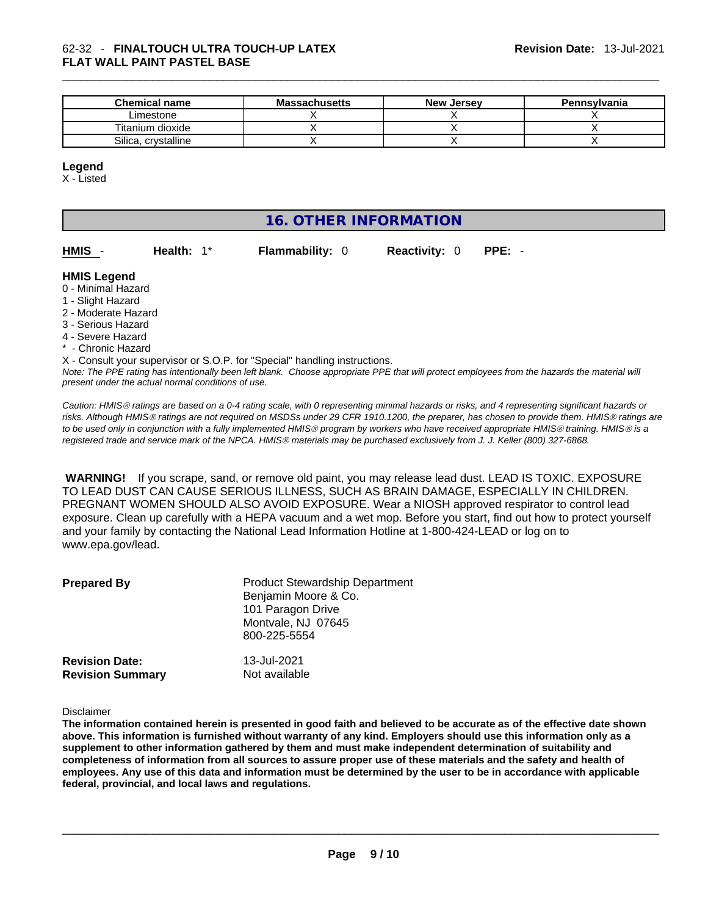| Chemical name | Massachusetts | New Jersey | Pennsylvania |
| --- | --- | --- | --- |
| Limestone | X | X | X |
| Titanium dioxide | X | X | X |
| Silica, crystalline | X | X | X |

**Legend**
X - Listed

## 16. OTHER INFORMATION

**HMIS** - **Health:** 1* **Flammability:** 0 **Reactivity:** 0 **PPE:** -

**HMIS Legend**
0 - Minimal Hazard
1 - Slight Hazard
2 - Moderate Hazard
3 - Serious Hazard
4 - Severe Hazard
* - Chronic Hazard
X - Consult your supervisor or S.O.P. for "Special" handling instructions.

*Note: The PPE rating has intentionally been left blank. Choose appropriate PPE that will protect employees from the hazards the material will present under the actual normal conditions of use.*

*Caution: HMIS® ratings are based on a 0-4 rating scale, with 0 representing minimal hazards or risks, and 4 representing significant hazards or risks. Although HMIS® ratings are not required on MSDSs under 29 CFR 1910.1200, the preparer, has chosen to provide them. HMIS® ratings are to be used only in conjunction with a fully implemented HMIS® program by workers who have received appropriate HMIS® training. HMIS® is a registered trade and service mark of the NPCA. HMIS® materials may be purchased exclusively from J. J. Keller (800) 327-6868.*

**WARNING!** If you scrape, sand, or remove old paint, you may release lead dust. LEAD IS TOXIC. EXPOSURE TO LEAD DUST CAN CAUSE SERIOUS ILLNESS, SUCH AS BRAIN DAMAGE, ESPECIALLY IN CHILDREN. PREGNANT WOMEN SHOULD ALSO AVOID EXPOSURE. Wear a NIOSH approved respirator to control lead exposure. Clean up carefully with a HEPA vacuum and a wet mop. Before you start, find out how to protect yourself and your family by contacting the National Lead Information Hotline at 1-800-424-LEAD or log on to www.epa.gov/lead.

**Prepared By**
Product Stewardship Department
Benjamin Moore & Co.
101 Paragon Drive
Montvale, NJ 07645
800-225-5554

**Revision Date:** 13-Jul-2021
**Revision Summary** Not available

Disclaimer

**The information contained herein is presented in good faith and believed to be accurate as of the effective date shown above. This information is furnished without warranty of any kind. Employers should use this information only as a supplement to other information gathered by them and must make independent determination of suitability and completeness of information from all sources to assure proper use of these materials and the safety and health of employees. Any use of this data and information must be determined by the user to be in accordance with applicable federal, provincial, and local laws and regulations.**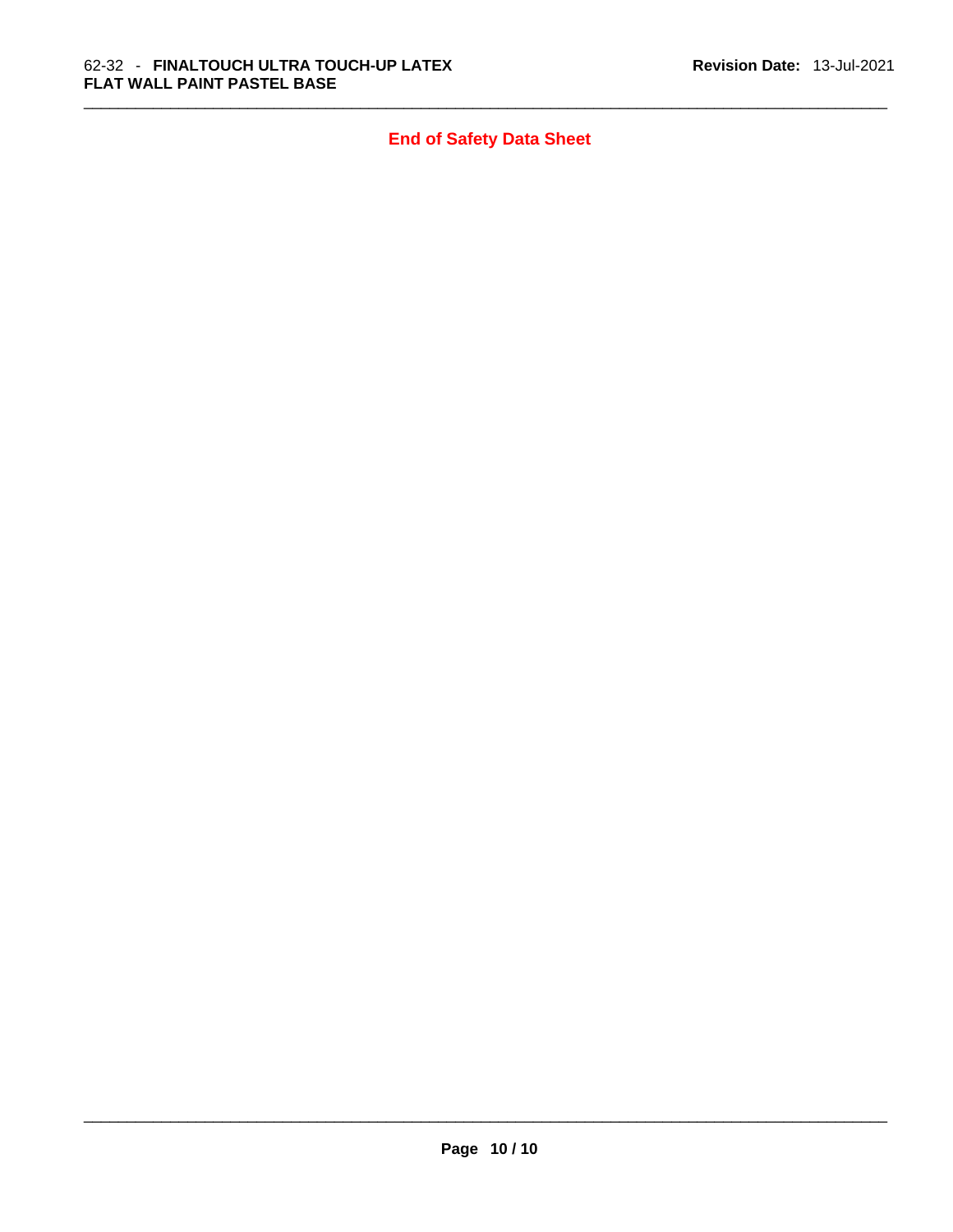**End of Safety Data Sheet**